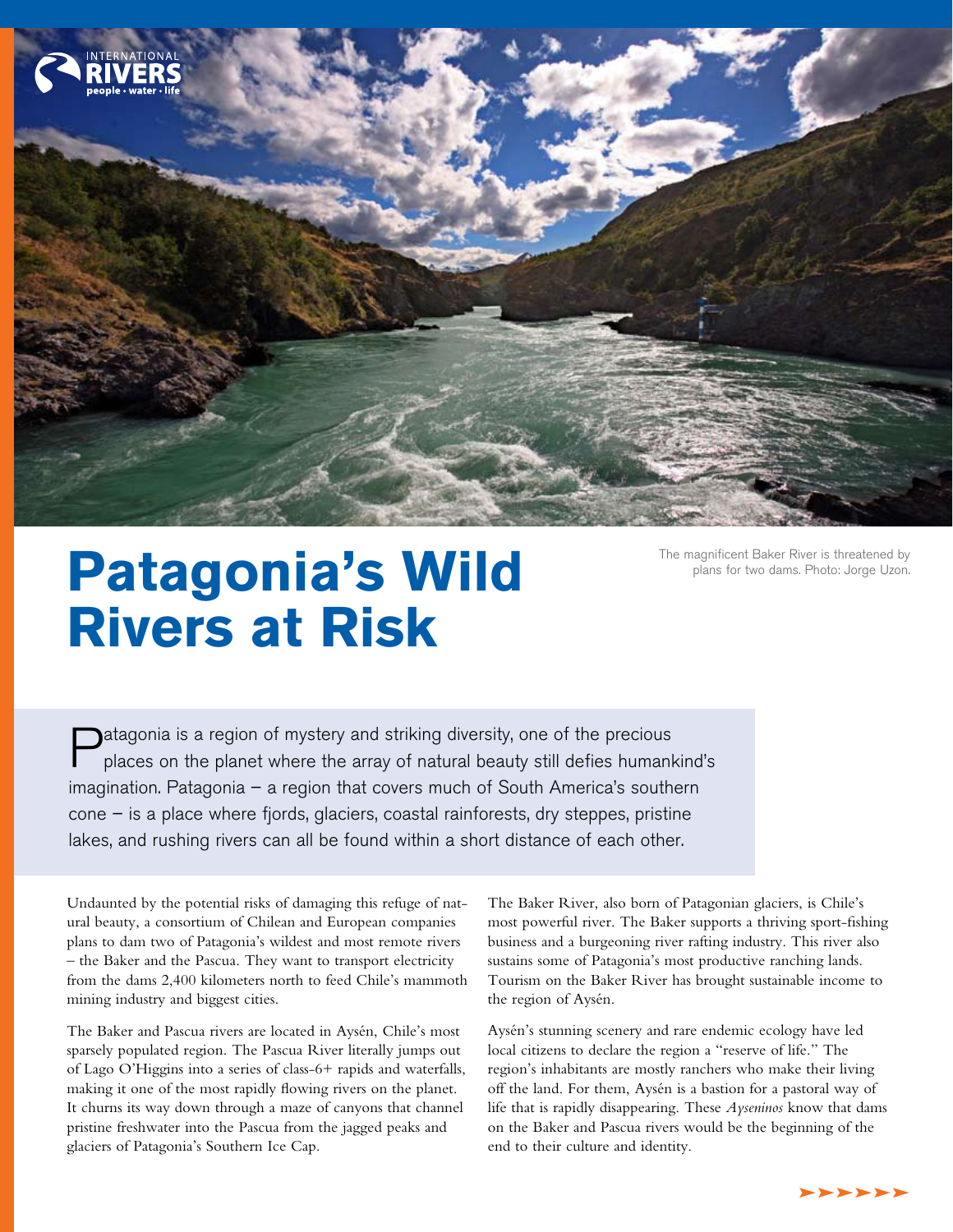# Patagonia's Wild Rivers at Risk

The magnificent Baker River is threatened by plans for two dams. Photo: Jorge Uzon.

Patagonia is a region of mystery and striking diversity, one of the precious places on the planet where the array of natural beauty still defies humankind's imagination. Patagonia – a region that covers much of South America's southern cone – is a place where fjords, glaciers, coastal rainforests, dry steppes, pristine lakes, and rushing rivers can all be found within a short distance of each other.

Undaunted by the potential risks of damaging this refuge of natural beauty, a consortium of Chilean and European companies plans to dam two of Patagonia's wildest and most remote rivers – the Baker and the Pascua. They want to transport electricity from the dams 2,400 kilometers north to feed Chile's mammoth mining industry and biggest cities.

The Baker and Pascua rivers are located in Aysén, Chile's most sparsely populated region. The Pascua River literally jumps out of Lago O'Higgins into a series of class-6+ rapids and waterfalls, making it one of the most rapidly flowing rivers on the planet. It churns its way down through a maze of canyons that channel pristine freshwater into the Pascua from the jagged peaks and glaciers of Patagonia's Southern Ice Cap.

The Baker River, also born of Patagonian glaciers, is Chile's most powerful river. The Baker supports a thriving sport-fishing business and a burgeoning river rafting industry. This river also sustains some of Patagonia's most productive ranching lands. Tourism on the Baker River has brought sustainable income to the region of Aysén.

Aysén's stunning scenery and rare endemic ecology have led local citizens to declare the region a "reserve of life." The region's inhabitants are mostly ranchers who make their living off the land. For them, Aysén is a bastion for a pastoral way of life that is rapidly disappearing. These *Ayseninos* know that dams on the Baker and Pascua rivers would be the beginning of the end to their culture and identity.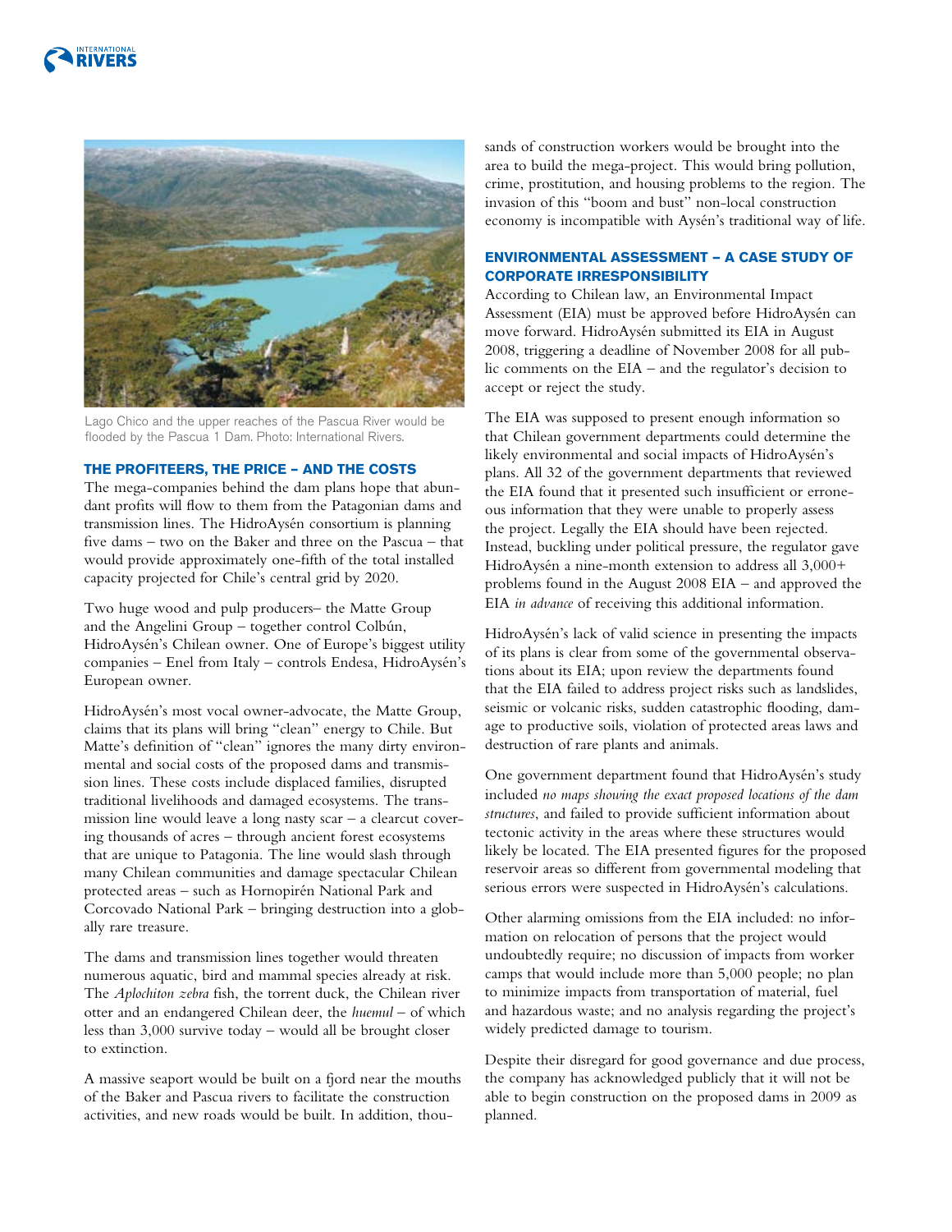Lago Chico and the upper reaches of the Pascua River would be flooded by the Pascua 1 Dam. Photo: International Rivers.

## THE PROFITEERS, THE PRICE – AND THE COSTS

The mega-companies behind the dam plans hope that abundant profits will flow to them from the Patagonian dams and transmission lines. The HidroAysén consortium is planning five dams – two on the Baker and three on the Pascua – that would provide approximately one-fifth of the total installed capacity projected for Chile's central grid by 2020.

Two huge wood and pulp producers– the Matte Group and the Angelini Group – together control Colbún, HidroAysén's Chilean owner. One of Europe's biggest utility companies – Enel from Italy – controls Endesa, HidroAysén's European owner.

HidroAysén's most vocal owner-advocate, the Matte Group, claims that its plans will bring "clean" energy to Chile. But Matte's definition of "clean" ignores the many dirty environmental and social costs of the proposed dams and transmission lines. These costs include displaced families, disrupted traditional livelihoods and damaged ecosystems. The transmission line would leave a long nasty scar – a clearcut covering thousands of acres – through ancient forest ecosystems that are unique to Patagonia. The line would slash through many Chilean communities and damage spectacular Chilean protected areas – such as Hornopirén National Park and Corcovado National Park – bringing destruction into a globally rare treasure.

The dams and transmission lines together would threaten numerous aquatic, bird and mammal species already at risk. The *Aplochiton zebra* fish, the torrent duck, the Chilean river otter and an endangered Chilean deer, the *huemul* – of which less than 3,000 survive today – would all be brought closer to extinction.

A massive seaport would be built on a fjord near the mouths of the Baker and Pascua rivers to facilitate the construction activities, and new roads would be built. In addition, thousands of construction workers would be brought into the area to build the mega-project. This would bring pollution, crime, prostitution, and housing problems to the region. The invasion of this "boom and bust" non-local construction economy is incompatible with Aysén's traditional way of life.

## ENVIRONMENTAL ASSESSMENT – A CASE STUDY OF CORPORATE IRRESPONSIBILITY

According to Chilean law, an Environmental Impact Assessment (EIA) must be approved before HidroAysén can move forward. HidroAysén submitted its EIA in August 2008, triggering a deadline of November 2008 for all public comments on the EIA – and the regulator's decision to accept or reject the study.

The EIA was supposed to present enough information so that Chilean government departments could determine the likely environmental and social impacts of HidroAysén's plans. All 32 of the government departments that reviewed the EIA found that it presented such insufficient or erroneous information that they were unable to properly assess the project. Legally the EIA should have been rejected. Instead, buckling under political pressure, the regulator gave HidroAysén a nine-month extension to address all 3,000+ problems found in the August 2008 EIA – and approved the EIA *in advance* of receiving this additional information.

HidroAysén's lack of valid science in presenting the impacts of its plans is clear from some of the governmental observations about its EIA; upon review the departments found that the EIA failed to address project risks such as landslides, seismic or volcanic risks, sudden catastrophic flooding, damage to productive soils, violation of protected areas laws and destruction of rare plants and animals.

One government department found that HidroAysén's study included *no maps showing the exact proposed locations of the dam structures*, and failed to provide sufficient information about tectonic activity in the areas where these structures would likely be located. The EIA presented figures for the proposed reservoir areas so different from governmental modeling that serious errors were suspected in HidroAysén's calculations.

Other alarming omissions from the EIA included: no information on relocation of persons that the project would undoubtedly require; no discussion of impacts from worker camps that would include more than 5,000 people; no plan to minimize impacts from transportation of material, fuel and hazardous waste; and no analysis regarding the project's widely predicted damage to tourism.

Despite their disregard for good governance and due process, the company has acknowledged publicly that it will not be able to begin construction on the proposed dams in 2009 as planned.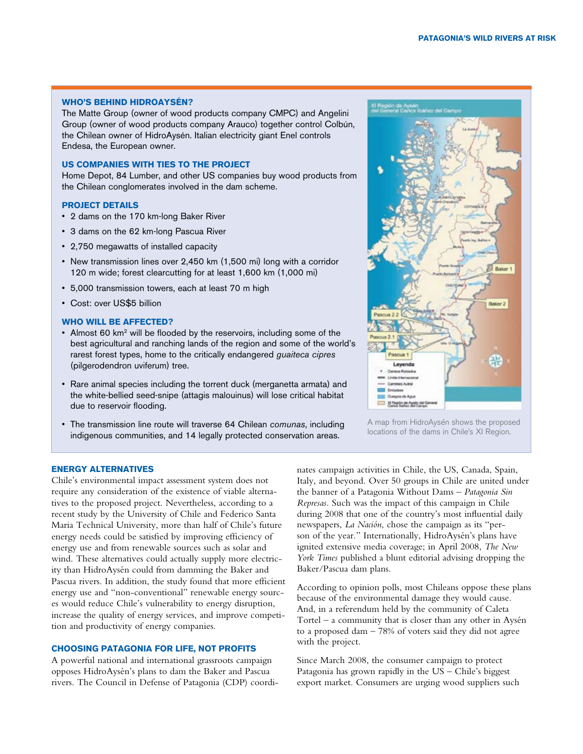### WHO'S BEHIND HIDROAYSÉN?

The Matte Group (owner of wood products company CMPC) and Angelini Group (owner of wood products company Arauco) together control Colbún, the Chilean owner of HidroAysén. Italian electricity giant Enel controls Endesa, the European owner.

### US COMPANIES WITH TIES TO THE PROJECT

Home Depot, 84 Lumber, and other US companies buy wood products from the Chilean conglomerates involved in the dam scheme.

### PROJECT DETAILS

- 2 dams on the 170 km-long Baker River
- 3 dams on the 62 km-long Pascua River
- 2,750 megawatts of installed capacity
- New transmission lines over 2,450 km (1,500 mi) long with a corridor 120 m wide; forest clearcutting for at least 1,600 km (1,000 mi)
- 5,000 transmission towers, each at least 70 m high
- Cost: over US$5 billion

### WHO WILL BE AFFECTED?

- Almost 60 $km^2$ will be flooded by the reservoirs, including some of the best agricultural and ranching lands of the region and some of the world's rarest forest types, home to the critically endangered *guaiteca cipres* (pilgerodendron uviferum) tree.
- Rare animal species including the torrent duck (merganetta armata) and the white-bellied seed-snipe (attagis malouinus) will lose critical habitat due to reservoir flooding.
- The transmission line route will traverse 64 Chilean *comunas*, including indigenous communities, and 14 legally protected conservation areas.

A map from HidroAysén shows the proposed locations of the dams in Chile's XI Region.

### ENERGY ALTERNATIVES

Chile's environmental impact assessment system does not require any consideration of the existence of viable alternatives to the proposed project. Nevertheless, according to a recent study by the University of Chile and Federico Santa Maria Technical University, more than half of Chile's future energy needs could be satisfied by improving efficiency of energy use and from renewable sources such as solar and wind. These alternatives could actually supply more electricity than HidroAysén could from damming the Baker and Pascua rivers. In addition, the study found that more efficient energy use and "non-conventional" renewable energy sources would reduce Chile's vulnerability to energy disruption, increase the quality of energy services, and improve competition and productivity of energy companies.

### CHOOSING PATAGONIA FOR LIFE, NOT PROFITS

A powerful national and international grassroots campaign opposes HidroAysén's plans to dam the Baker and Pascua rivers. The Council in Defense of Patagonia (CDP) coordinates campaign activities in Chile, the US, Canada, Spain, Italy, and beyond. Over 50 groups in Chile are united under the banner of a Patagonia Without Dams – *Patagonia Sin Represas*. Such was the impact of this campaign in Chile during 2008 that one of the country's most influential daily newspapers, *La Nación*, chose the campaign as its "person of the year." Internationally, HidroAysén's plans have ignited extensive media coverage; in April 2008, *The New York Times* published a blunt editorial advising dropping the Baker/Pascua dam plans.

According to opinion polls, most Chileans oppose these plans because of the environmental damage they would cause. And, in a referendum held by the community of Caleta Tortel – a community that is closer than any other in Aysén to a proposed dam – 78% of voters said they did not agree with the project.

Since March 2008, the consumer campaign to protect Patagonia has grown rapidly in the US – Chile's biggest export market. Consumers are urging wood suppliers such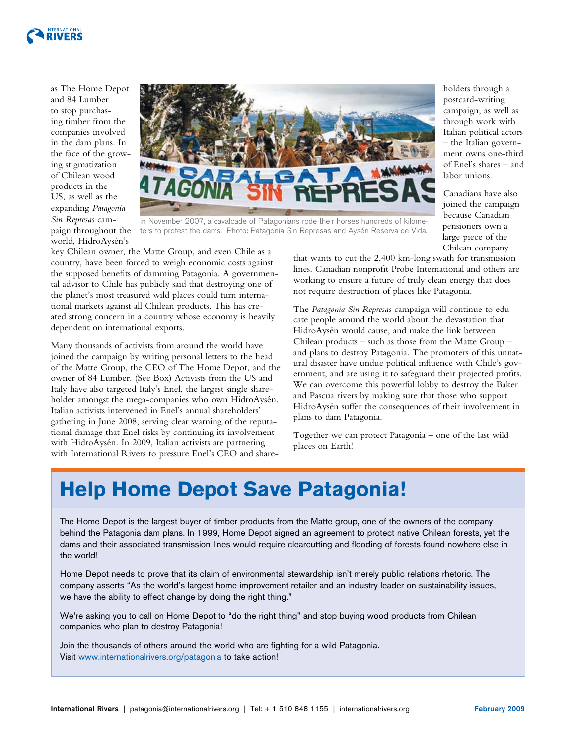as The Home Depot and 84 Lumber to stop purchasing timber from the companies involved in the dam plans. In the face of the growing stigmatization of Chilean wood products in the US, as well as the expanding *Patagonia Sin Represas* campaign throughout the world, HidroAysén's key Chilean owner, the Matte Group, and even Chile as a country, have been forced to weigh economic costs against the supposed benefits of damming Patagonia. A governmental advisor to Chile has publicly said that destroying one of the planet's most treasured wild places could turn international markets against all Chilean products. This has created strong concern in a country whose economy is heavily dependent on international exports.

In November 2007, a cavalcade of Patagonians rode their horses hundreds of kilometers to protest the dams. Photo: Patagonia Sin Represas and Aysén Reserva de Vida.

Many thousands of activists from around the world have joined the campaign by writing personal letters to the head of the Matte Group, the CEO of The Home Depot, and the owner of 84 Lumber. (See Box) Activists from the US and Italy have also targeted Italy's Enel, the largest single shareholder amongst the mega-companies who own HidroAysén. Italian activists intervened in Enel's annual shareholders' gathering in June 2008, serving clear warning of the reputational damage that Enel risks by continuing its involvement with HidroAysén. In 2009, Italian activists are partnering with International Rivers to pressure Enel's CEO and shareholders through a postcard-writing campaign, as well as through work with Italian political actors – the Italian government owns one-third of Enel's shares – and labor unions.

Canadians have also joined the campaign because Canadian pensioners own a large piece of the Chilean company that wants to cut the 2,400 km-long swath for transmission lines. Canadian nonprofit Probe International and others are working to ensure a future of truly clean energy that does not require destruction of places like Patagonia.

The *Patagonia Sin Represas* campaign will continue to educate people around the world about the devastation that HidroAysén would cause, and make the link between Chilean products – such as those from the Matte Group – and plans to destroy Patagonia. The promoters of this unnatural disaster have undue political influence with Chile's government, and are using it to safeguard their projected profits. We can overcome this powerful lobby to destroy the Baker and Pascua rivers by making sure that those who support HidroAysén suffer the consequences of their involvement in plans to dam Patagonia.

Together we can protect Patagonia – one of the last wild places on Earth!

# Help Home Depot Save Patagonia!

The Home Depot is the largest buyer of timber products from the Matte group, one of the owners of the company behind the Patagonia dam plans. In 1999, Home Depot signed an agreement to protect native Chilean forests, yet the dams and their associated transmission lines would require clearcutting and flooding of forests found nowhere else in the world!

Home Depot needs to prove that its claim of environmental stewardship isn't merely public relations rhetoric. The company asserts "As the world's largest home improvement retailer and an industry leader on sustainability issues, we have the ability to effect change by doing the right thing."

We're asking you to call on Home Depot to "do the right thing" and stop buying wood products from Chilean companies who plan to destroy Patagonia!

Join the thousands of others around the world who are fighting for a wild Patagonia.
Visit www.internationalrivers.org/patagonia to take action!

**International Rivers** | patagonia@internationalrivers.org | Tel: + 1 510 848 1155 | internationalrivers.org **February 2009**